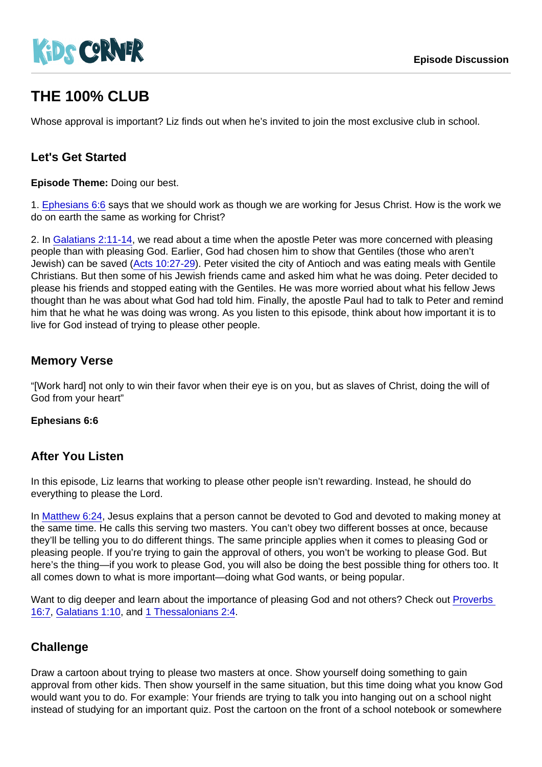# THE 100% CLUB

Whose approval is important? Liz finds out when he's invited to join the most exclusive club in school.

## Let's Get Started

**Episode Theme:** Doing our best.

1. Ephesians 6:6 says that we should work as though we are working for Jesus Christ. How is the work we do on earth the same as working for Christ?

2. In Galatians 2:11-14, we read about a time when the apostle Peter was more concerned with pleasing people than with pleasing God. Earlier, God had chosen him to show that Gentiles (those who aren't Jewish) can be saved (Acts 10:27-29). Peter visited the city of Antioch and was eating meals with Gentile Christians. But then some of his Jewish friends came and asked him what he was doing. Peter decided to please his friends and stopped eating with the Gentiles. He was more worried about what his fellow Jews thought than he was about what God had told him. Finally, the apostle Paul had to talk to Peter and remind him that he what he was doing was wrong. As you listen to this episode, think about how important it is to live for God instead of trying to please other people.

## Memory Verse

"[Work hard] not only to win their favor when their eye is on you, but as slaves of Christ, doing the will of God from your heart"

**Ephesians 6:6**

## After You Listen

In this episode, Liz learns that working to please other people isn't rewarding. Instead, he should do everything to please the Lord.

In Matthew 6:24, Jesus explains that a person cannot be devoted to God and devoted to making money at the same time. He calls this serving two masters. You can't obey two different bosses at once, because they'll be telling you to do different things. The same principle applies when it comes to pleasing God or pleasing people. If you're trying to gain the approval of others, you won't be working to please God. But here's the thing—if you work to please God, you will also be doing the best possible thing for others too. It all comes down to what is more important—doing what God wants, or being popular.

Want to dig deeper and learn about the importance of pleasing God and not others? Check out Proverbs 16:7, Galatians 1:10, and 1 Thessalonians 2:4.

## Challenge

Draw a cartoon about trying to please two masters at once. Show yourself doing something to gain approval from other kids. Then show yourself in the same situation, but this time doing what you know God would want you to do. For example: Your friends are trying to talk you into hanging out on a school night instead of studying for an important quiz. Post the cartoon on the front of a school notebook or somewhere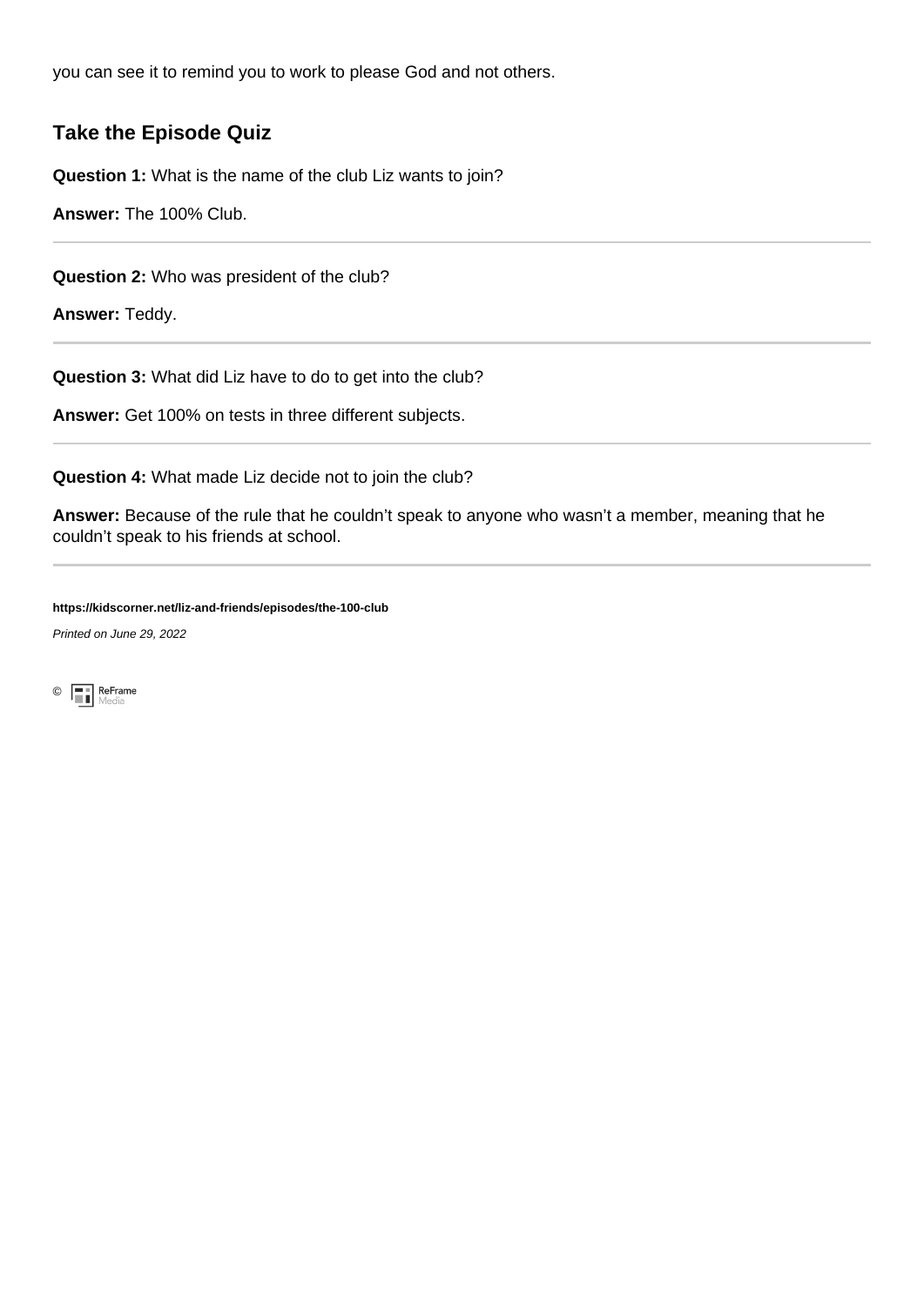you can see it to remind you to work to please God and not others.

## Take the Episode Quiz

**Question 1:** What is the name of the club Liz wants to join?

**Answer:** The 100% Club.

---

**Question 2:** Who was president of the club?

**Answer:** Teddy.

---

**Question 3:** What did Liz have to do to get into the club?

**Answer:** Get 100% on tests in three different subjects.

---

**Question 4:** What made Liz decide not to join the club?

**Answer:** Because of the rule that he couldn't speak to anyone who wasn't a member, meaning that he couldn't speak to his friends at school.

---

**https://kidscorner.net/liz-and-friends/episodes/the-100-club**

*Printed on June 29, 2022*

© ReFrame Media